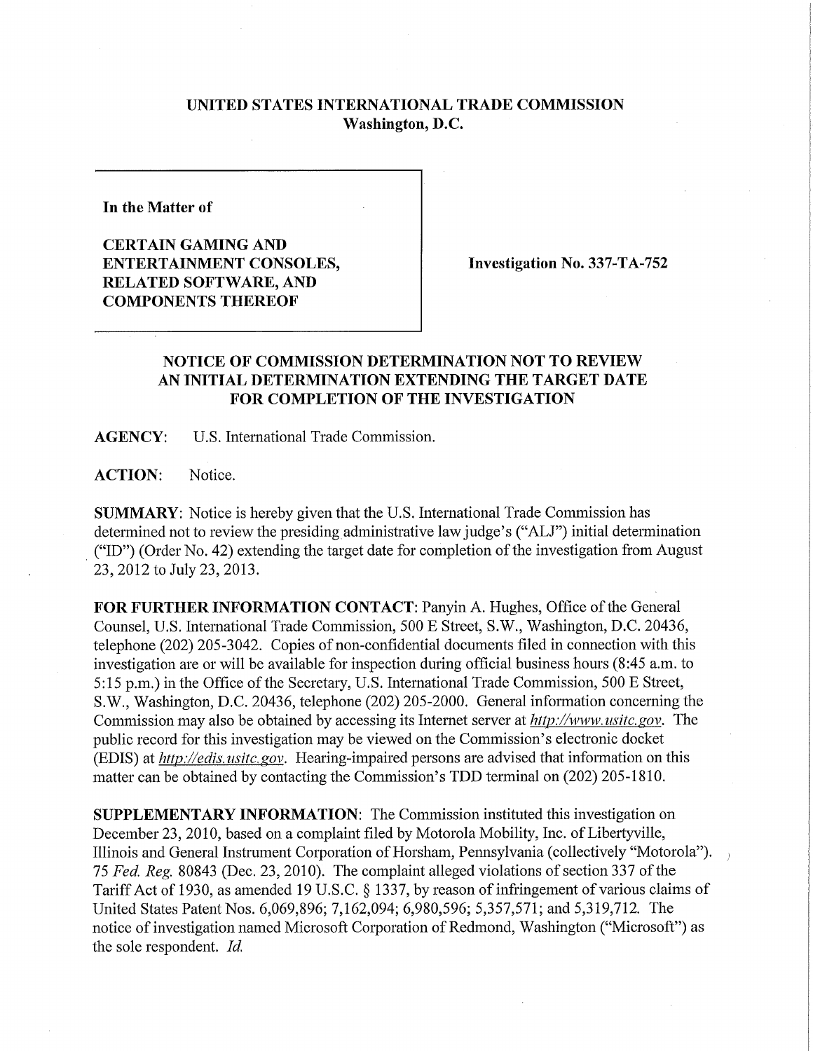**UNITED STATES INTERNATIONAL TRADE COMMISSION**
**Washington, D.C.**

**In the Matter of**

**CERTAIN GAMING AND ENTERTAINMENT CONSOLES, RELATED SOFTWARE, AND COMPONENTS THEREOF**

**Investigation No. 337-TA-752**

## NOTICE OF COMMISSION DETERMINATION NOT TO REVIEW AN INITIAL DETERMINATION EXTENDING THE TARGET DATE FOR COMPLETION OF THE INVESTIGATION

**AGENCY:** U.S. International Trade Commission.

**ACTION:** Notice.

**SUMMARY:** Notice is hereby given that the U.S. International Trade Commission has determined not to review the presiding administrative law judge's ("ALJ") initial determination ("ID") (Order No. 42) extending the target date for completion of the investigation from August 23, 2012 to July 23, 2013.

**FOR FURTHER INFORMATION CONTACT:** Panyin A. Hughes, Office of the General Counsel, U.S. International Trade Commission, 500 E Street, S.W., Washington, D.C. 20436, telephone (202) 205-3042. Copies of non-confidential documents filed in connection with this investigation are or will be available for inspection during official business hours (8:45 a.m. to 5:15 p.m.) in the Office of the Secretary, U.S. International Trade Commission, 500 E Street, S.W., Washington, D.C. 20436, telephone (202) 205-2000. General information concerning the Commission may also be obtained by accessing its Internet server at *http://www.usitc.gov*. The public record for this investigation may be viewed on the Commission's electronic docket (EDIS) at *http://edis.usitc.gov*. Hearing-impaired persons are advised that information on this matter can be obtained by contacting the Commission's TDD terminal on (202) 205-1810.

**SUPPLEMENTARY INFORMATION:** The Commission instituted this investigation on December 23, 2010, based on a complaint filed by Motorola Mobility, Inc. of Libertyville, Illinois and General Instrument Corporation of Horsham, Pennsylvania (collectively "Motorola"). 75 *Fed. Reg.* 80843 (Dec. 23, 2010). The complaint alleged violations of section 337 of the Tariff Act of 1930, as amended 19 U.S.C. § 1337, by reason of infringement of various claims of United States Patent Nos. 6,069,896; 7,162,094; 6,980,596; 5,357,571; and 5,319,712. The notice of investigation named Microsoft Corporation of Redmond, Washington ("Microsoft") as the sole respondent. *Id.*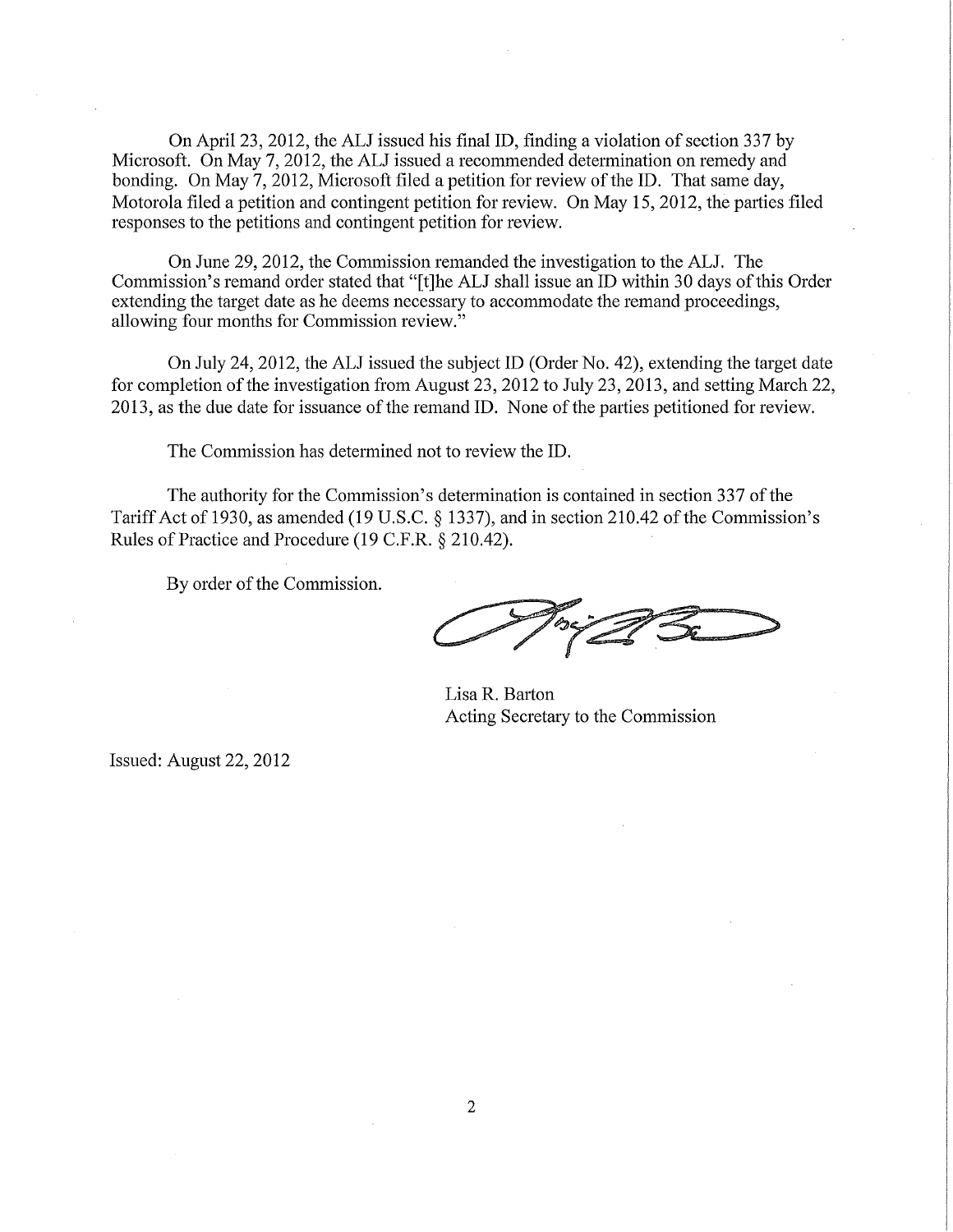On April 23, 2012, the ALJ issued his final ID, finding a violation of section 337 by Microsoft. On May 7, 2012, the ALJ issued a recommended determination on remedy and bonding. On May 7, 2012, Microsoft filed a petition for review of the ID. That same day, Motorola filed a petition and contingent petition for review. On May 15, 2012, the parties filed responses to the petitions and contingent petition for review.

On June 29, 2012, the Commission remanded the investigation to the ALJ. The Commission's remand order stated that "[t]he ALJ shall issue an ID within 30 days of this Order extending the target date as he deems necessary to accommodate the remand proceedings, allowing four months for Commission review."

On July 24, 2012, the ALJ issued the subject ID (Order No. 42), extending the target date for completion of the investigation from August 23, 2012 to July 23, 2013, and setting March 22, 2013, as the due date for issuance of the remand ID. None of the parties petitioned for review.

The Commission has determined not to review the ID.

The authority for the Commission's determination is contained in section 337 of the Tariff Act of 1930, as amended (19 U.S.C. § 1337), and in section 210.42 of the Commission's Rules of Practice and Procedure (19 C.F.R. § 210.42).

By order of the Commission.

Lisa R. Barton
Acting Secretary to the Commission

Issued: August 22, 2012